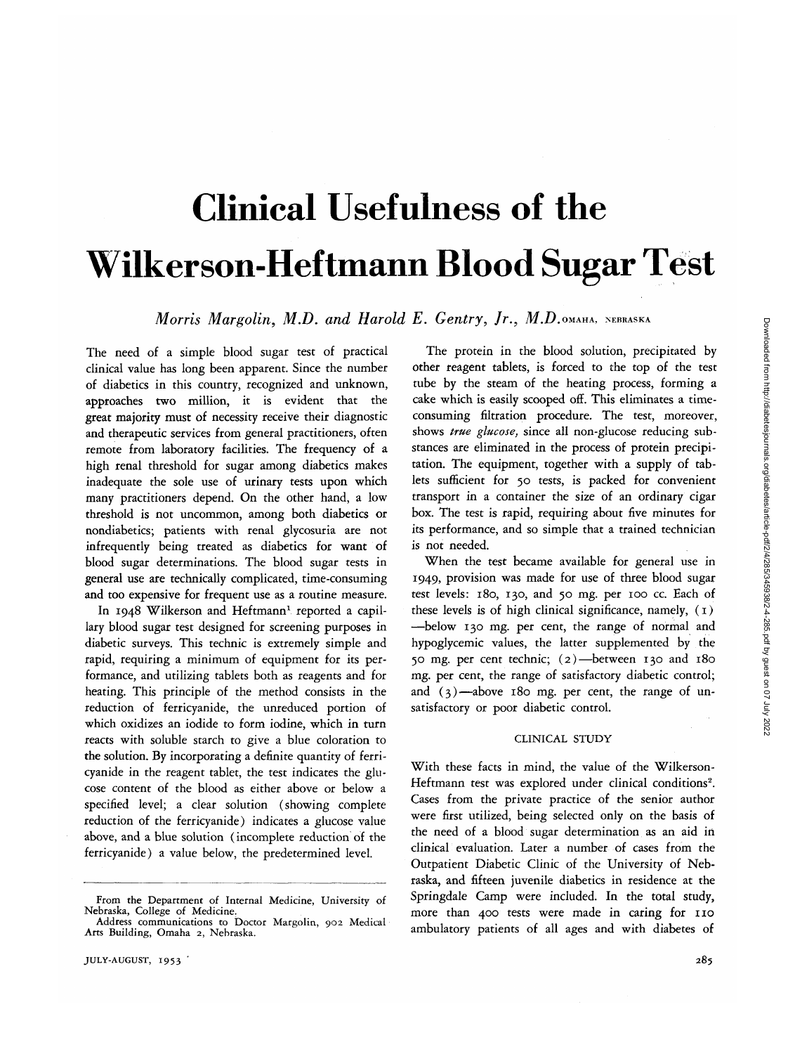# Clinical Usefulness of the Wilkerson-Heftmann Blood Sugar Test

*Morris Margolin, M.D. and Harold E. Gentry, Jr., M.D.* OMAHA, NEBRASKA

The need of a simple blood sugar test of practical clinical value has long been apparent. Since the number of diabetics in this country, recognized and unknown, approaches two million, it is evident that the great majority must of necessity receive their diagnostic and therapeutic services from general practitioners, often remote from laboratory facilities. The frequency of a high renal threshold for sugar among diabetics makes inadequate the sole use of urinary tests upon which many practitioners depend. On the other hand, a low threshold is not uncommon, among both diabetics or nondiabetics; patients with renal glycosuria are not infrequently being treated as diabetics for want of blood sugar determinations. The blood sugar tests in general use are technically complicated, time-consuming and too expensive for frequent use as a routine measure.

In 1948 Wilkerson and Heftmann[1] reported a capillary blood sugar test designed for screening purposes in diabetic surveys. This technic is extremely simple and rapid, requiring a minimum of equipment for its performance, and utilizing tablets both as reagents and for heating. This principle of the method consists in the reduction of ferricyanide, the unreduced portion of which oxidizes an iodide to form iodine, which in turn reacts with soluble starch to give a blue coloration to the solution. By incorporating a definite quantity of ferricyanide in the reagent tablet, the test indicates the glucose content of the blood as either above or below a specified level; a clear solution (showing complete reduction of the ferricyanide) indicates a glucose value above, and a blue solution (incomplete reduction of the ferricyanide) a value below, the predetermined level.

The protein in the blood solution, precipitated by other reagent tablets, is forced to the top of the test tube by the steam of the heating process, forming a cake which is easily scooped off. This eliminates a time-consuming filtration procedure. The test, moreover, shows *true glucose,* since all non-glucose reducing substances are eliminated in the process of protein precipitation. The equipment, together with a supply of tablets sufficient for 50 tests, is packed for convenient transport in a container the size of an ordinary cigar box. The test is rapid, requiring about five minutes for its performance, and so simple that a trained technician is not needed.

When the test became available for general use in 1949, provision was made for use of three blood sugar test levels: 180, 130, and 50 mg. per 100 cc. Each of these levels is of high clinical significance, namely, (1)—below 130 mg. per cent, the range of normal and hypoglycemic values, the latter supplemented by the 50 mg. per cent technic; (2)—between 130 and 180 mg. per cent, the range of satisfactory diabetic control; and (3)—above 180 mg. per cent, the range of unsatisfactory or poor diabetic control.

## CLINICAL STUDY

With these facts in mind, the value of the Wilkerson-Heftmann test was explored under clinical conditions[2]. Cases from the private practice of the senior author were first utilized, being selected only on the basis of the need of a blood sugar determination as an aid in clinical evaluation. Later a number of cases from the Outpatient Diabetic Clinic of the University of Nebraska, and fifteen juvenile diabetics in residence at the Springdale Camp were included. In the total study, more than 400 tests were made in caring for 110 ambulatory patients of all ages and with diabetes of

From the Department of Internal Medicine, University of Nebraska, College of Medicine.

Address communications to Doctor Margolin, 902 Medical Arts Building, Omaha 2, Nebraska.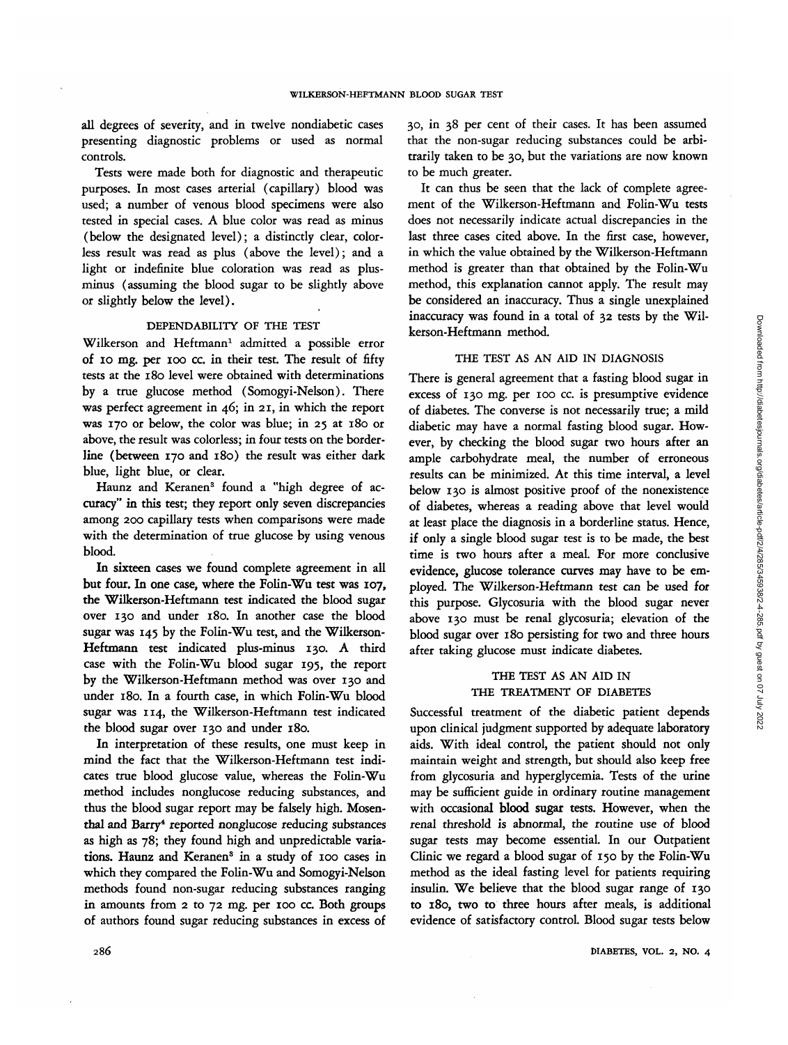all degrees of severity, and in twelve nondiabetic cases presenting diagnostic problems or used as normal controls.

Tests were made both for diagnostic and therapeutic purposes. In most cases arterial (capillary) blood was used; a number of venous blood specimens were also tested in special cases. A blue color was read as minus (below the designated level); a distinctly clear, colorless result was read as plus (above the level); and a light or indefinite blue coloration was read as plus-minus (assuming the blood sugar to be slightly above or slightly below the level).

## DEPENDABILITY OF THE TEST

Wilkerson and Heftmann[1] admitted a possible error of 10 mg. per 100 cc. in their test. The result of fifty tests at the 180 level were obtained with determinations by a true glucose method (Somogyi-Nelson). There was perfect agreement in 46; in 21, in which the report was 170 or below, the color was blue; in 25 at 180 or above, the result was colorless; in four tests on the borderline (between 170 and 180) the result was either dark blue, light blue, or clear.

Haunz and Keranen[3] found a "high degree of accuracy" in this test; they report only seven discrepancies among 200 capillary tests when comparisons were made with the determination of true glucose by using venous blood.

In sixteen cases we found complete agreement in all but four. In one case, where the Folin-Wu test was 107, the Wilkerson-Heftmann test indicated the blood sugar over 130 and under 180. In another case the blood sugar was 145 by the Folin-Wu test, and the Wilkerson-Heftmann test indicated plus-minus 130. A third case with the Folin-Wu blood sugar 195, the report by the Wilkerson-Heftmann method was over 130 and under 180. In a fourth case, in which Folin-Wu blood sugar was 114, the Wilkerson-Heftmann test indicated the blood sugar over 130 and under 180.

In interpretation of these results, one must keep in mind the fact that the Wilkerson-Heftmann test indicates true blood glucose value, whereas the Folin-Wu method includes nonglucose reducing substances, and thus the blood sugar report may be falsely high. Mosenthal and Barry[4] reported nonglucose reducing substances as high as 78; they found high and unpredictable variations. Haunz and Keranen[3] in a study of 100 cases in which they compared the Folin-Wu and Somogyi-Nelson methods found non-sugar reducing substances ranging in amounts from 2 to 72 mg. per 100 cc. Both groups of authors found sugar reducing substances in excess of 30, in 38 per cent of their cases. It has been assumed that the non-sugar reducing substances could be arbitrarily taken to be 30, but the variations are now known to be much greater.

It can thus be seen that the lack of complete agreement of the Wilkerson-Heftmann and Folin-Wu tests does not necessarily indicate actual discrepancies in the last three cases cited above. In the first case, however, in which the value obtained by the Wilkerson-Heftmann method is greater than that obtained by the Folin-Wu method, this explanation cannot apply. The result may be considered an inaccuracy. Thus a single unexplained inaccuracy was found in a total of 32 tests by the Wilkerson-Heftmann method.

## THE TEST AS AN AID IN DIAGNOSIS

There is general agreement that a fasting blood sugar in excess of 130 mg. per 100 cc. is presumptive evidence of diabetes. The converse is not necessarily true; a mild diabetic may have a normal fasting blood sugar. However, by checking the blood sugar two hours after an ample carbohydrate meal, the number of erroneous results can be minimized. At this time interval, a level below 130 is almost positive proof of the nonexistence of diabetes, whereas a reading above that level would at least place the diagnosis in a borderline status. Hence, if only a single blood sugar test is to be made, the best time is two hours after a meal. For more conclusive evidence, glucose tolerance curves may have to be employed. The Wilkerson-Heftmann test can be used for this purpose. Glycosuria with the blood sugar never above 130 must be renal glycosuria; elevation of the blood sugar over 180 persisting for two and three hours after taking glucose must indicate diabetes.

## THE TEST AS AN AID IN THE TREATMENT OF DIABETES

Successful treatment of the diabetic patient depends upon clinical judgment supported by adequate laboratory aids. With ideal control, the patient should not only maintain weight and strength, but should also keep free from glycosuria and hyperglycemia. Tests of the urine may be sufficient guide in ordinary routine management with occasional blood sugar tests. However, when the renal threshold is abnormal, the routine use of blood sugar tests may become essential. In our Outpatient Clinic we regard a blood sugar of 150 by the Folin-Wu method as the ideal fasting level for patients requiring insulin. We believe that the blood sugar range of 130 to 180, two to three hours after meals, is additional evidence of satisfactory control. Blood sugar tests below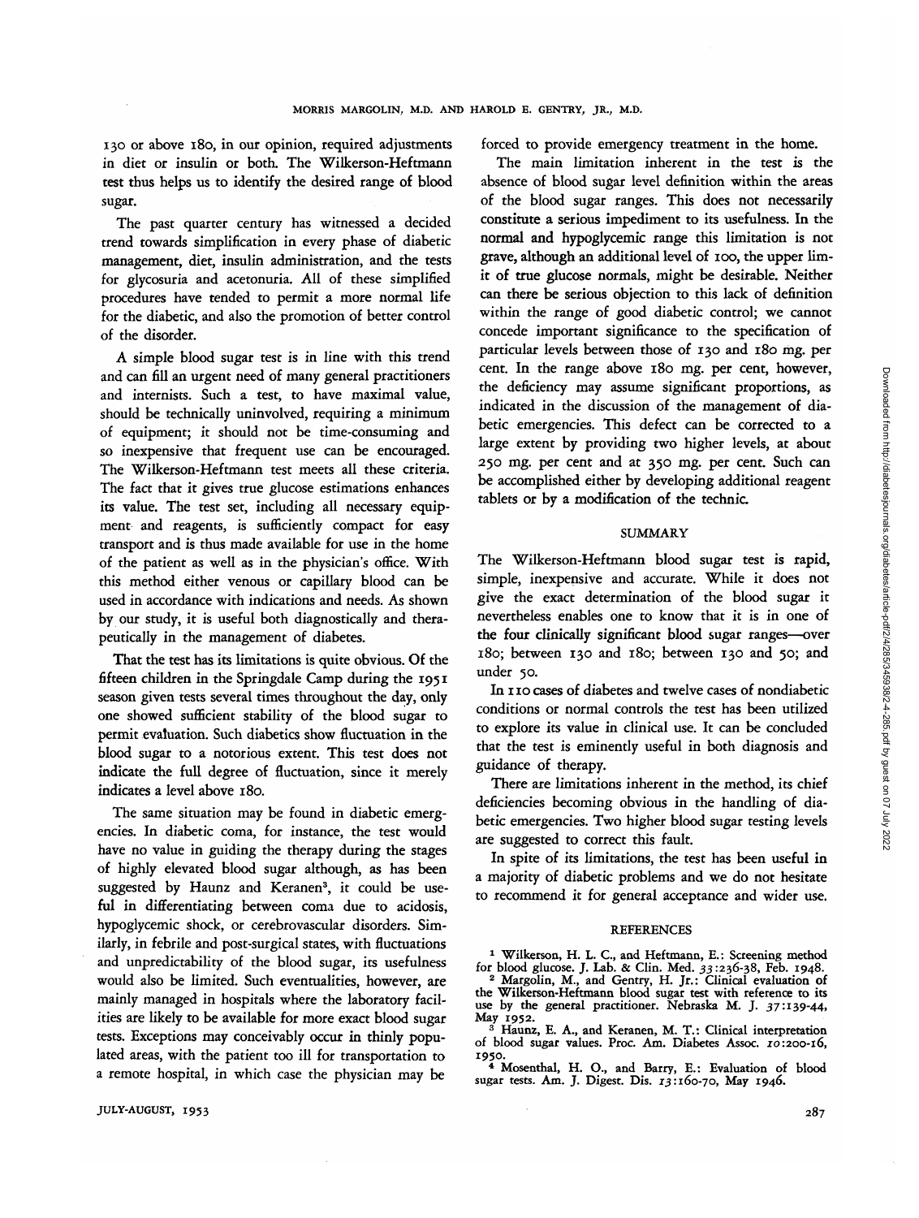130 or above 180, in our opinion, required adjustments in diet or insulin or both. The Wilkerson-Heftmann test thus helps us to identify the desired range of blood sugar.

The past quarter century has witnessed a decided trend towards simplification in every phase of diabetic management, diet, insulin administration, and the tests for glycosuria and acetonuria. All of these simplified procedures have tended to permit a more normal life for the diabetic, and also the promotion of better control of the disorder.

A simple blood sugar test is in line with this trend and can fill an urgent need of many general practitioners and internists. Such a test, to have maximal value, should be technically uninvolved, requiring a minimum of equipment; it should not be time-consuming and so inexpensive that frequent use can be encouraged. The Wilkerson-Heftmann test meets all these criteria. The fact that it gives true glucose estimations enhances its value. The test set, including all necessary equipment and reagents, is sufficiently compact for easy transport and is thus made available for use in the home of the patient as well as in the physician's office. With this method either venous or capillary blood can be used in accordance with indications and needs. As shown by our study, it is useful both diagnostically and therapeutically in the management of diabetes.

That the test has its limitations is quite obvious. Of the fifteen children in the Springdale Camp during the 1951 season given tests several times throughout the day, only one showed sufficient stability of the blood sugar to permit evaluation. Such diabetics show fluctuation in the blood sugar to a notorious extent. This test does not indicate the full degree of fluctuation, since it merely indicates a level above 180.

The same situation may be found in diabetic emergencies. In diabetic coma, for instance, the test would have no value in guiding the therapy during the stages of highly elevated blood sugar although, as has been suggested by Haunz and Keranen[3], it could be useful in differentiating between coma due to acidosis, hypoglycemic shock, or cerebrovascular disorders. Similarly, in febrile and post-surgical states, with fluctuations and unpredictability of the blood sugar, its usefulness would also be limited. Such eventualities, however, are mainly managed in hospitals where the laboratory facilities are likely to be available for more exact blood sugar tests. Exceptions may conceivably occur in thinly populated areas, with the patient too ill for transportation to a remote hospital, in which case the physician may be forced to provide emergency treatment in the home.

The main limitation inherent in the test is the absence of blood sugar level definition within the areas of the blood sugar ranges. This does not necessarily constitute a serious impediment to its usefulness. In the normal and hypoglycemic range this limitation is not grave, although an additional level of 100, the upper limit of true glucose normals, might be desirable. Neither can there be serious objection to this lack of definition within the range of good diabetic control; we cannot concede important significance to the specification of particular levels between those of 130 and 180 mg. per cent. In the range above 180 mg. per cent, however, the deficiency may assume significant proportions, as indicated in the discussion of the management of diabetic emergencies. This defect can be corrected to a large extent by providing two higher levels, at about 250 mg. per cent and at 350 mg. per cent. Such can be accomplished either by developing additional reagent tablets or by a modification of the technic.

## SUMMARY

The Wilkerson-Heftmann blood sugar test is rapid, simple, inexpensive and accurate. While it does not give the exact determination of the blood sugar it nevertheless enables one to know that it is in one of the four clinically significant blood sugar ranges—over 180; between 130 and 180; between 130 and 50; and under 50.

In 110 cases of diabetes and twelve cases of nondiabetic conditions or normal controls the test has been utilized to explore its value in clinical use. It can be concluded that the test is eminently useful in both diagnosis and guidance of therapy.

There are limitations inherent in the method, its chief deficiencies becoming obvious in the handling of diabetic emergencies. Two higher blood sugar testing levels are suggested to correct this fault.

In spite of its limitations, the test has been useful in a majority of diabetic problems and we do not hesitate to recommend it for general acceptance and wider use.

## REFERENCES

1. Wilkerson, H. L. C., and Heftmann, E.: Screening method for blood glucose. J. Lab. & Clin. Med. 33:236-38, Feb. 1948.
2. Margolin, M., and Gentry, H. Jr.: Clinical evaluation of the Wilkerson-Heftmann blood sugar test with reference to its use by the general practitioner. Nebraska M. J. 37:139-44, May 1952.
3. Haunz, E. A., and Keranen, M. T.: Clinical interpretation of blood sugar values. Proc. Am. Diabetes Assoc. 10:200-16, 1950.
4. Mosenthal, H. O., and Barry, E.: Evaluation of blood sugar tests. Am. J. Digest. Dis. 13:160-70, May 1946.